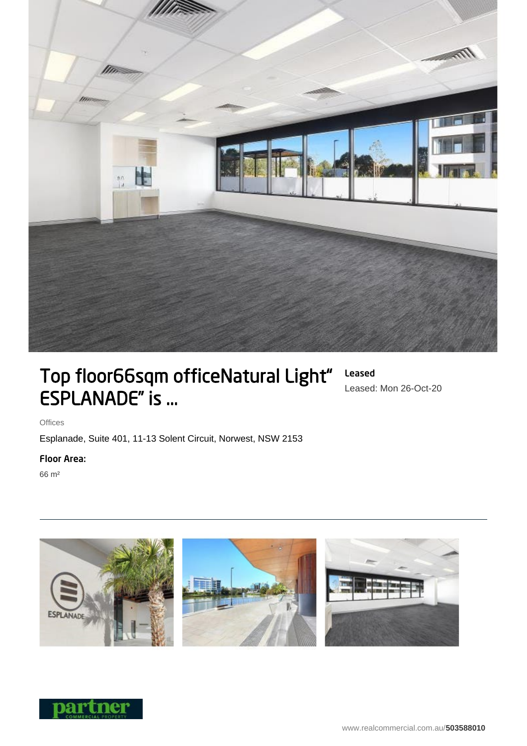# Top floor66sqm officeNatural Light" ESPLANADE" is ...

**Leased**

Leased: Mon 26-Oct-20

Offices

Esplanade, Suite 401, 11-13 Solent Circuit, Norwest, NSW 2153

**Floor Area:**

66 m²

www.realcommercial.com.au/**503588010**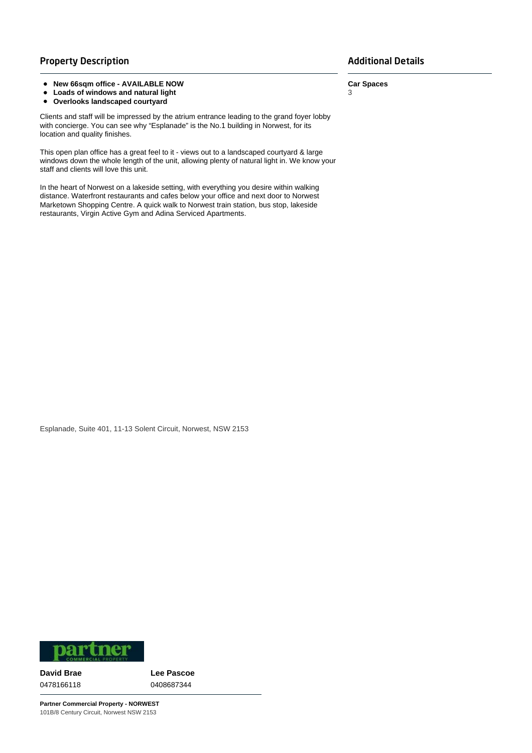## Property Description

- **New 66sqm office - AVAILABLE NOW**
- **Loads of windows and natural light**
- **Overlooks landscaped courtyard**

Clients and staff will be impressed by the atrium entrance leading to the grand foyer lobby with concierge. You can see why “Esplanade” is the No.1 building in Norwest, for its location and quality finishes.

This open plan office has a great feel to it - views out to a landscaped courtyard & large windows down the whole length of the unit, allowing plenty of natural light in. We know your staff and clients will love this unit.

In the heart of Norwest on a lakeside setting, with everything you desire within walking distance. Waterfront restaurants and cafes below your office and next door to Norwest Marketown Shopping Centre. A quick walk to Norwest train station, bus stop, lakeside restaurants, Virgin Active Gym and Adina Serviced Apartments.

## Additional Details

**Car Spaces**
3

Esplanade, Suite 401, 11-13 Solent Circuit, Norwest, NSW 2153

**David Brae**
0478166118

**Lee Pascoe**
0408687344

**Partner Commercial Property - NORWEST**
101B/8 Century Circuit, Norwest NSW 2153